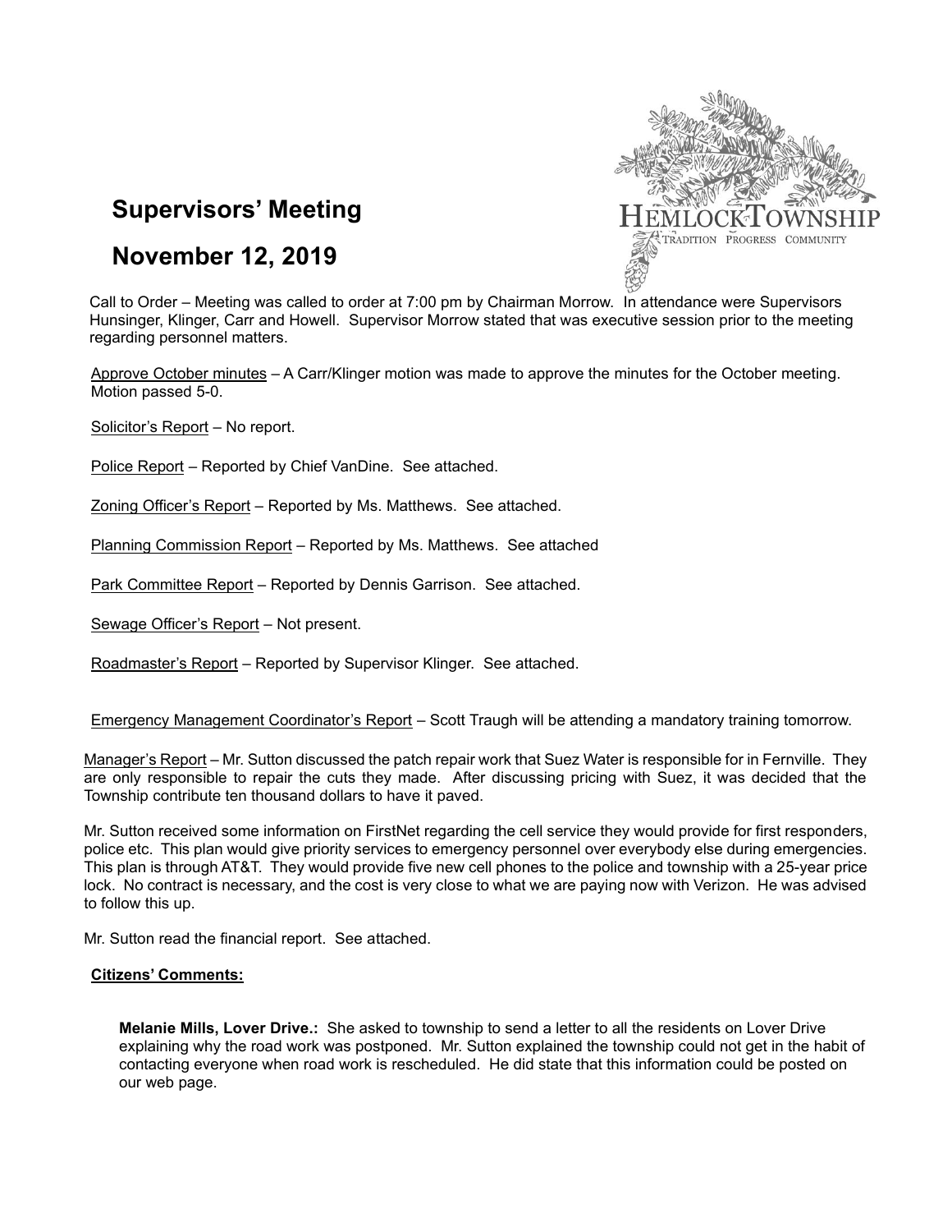# Supervisors' Meeting

# November 12, 2019

HEMLOCK TOWNSHIP
TRADITION PROGRESS COMMUNITY

Call to Order – Meeting was called to order at 7:00 pm by Chairman Morrow. In attendance were Supervisors Hunsinger, Klinger, Carr and Howell. Supervisor Morrow stated that was executive session prior to the meeting regarding personnel matters.

Approve October minutes – A Carr/Klinger motion was made to approve the minutes for the October meeting. Motion passed 5-0.

Solicitor's Report – No report.

Police Report – Reported by Chief VanDine. See attached.

Zoning Officer's Report – Reported by Ms. Matthews. See attached.

Planning Commission Report – Reported by Ms. Matthews. See attached

Park Committee Report – Reported by Dennis Garrison. See attached.

Sewage Officer's Report – Not present.

Roadmaster's Report – Reported by Supervisor Klinger. See attached.

Emergency Management Coordinator's Report – Scott Traugh will be attending a mandatory training tomorrow.

Manager's Report – Mr. Sutton discussed the patch repair work that Suez Water is responsible for in Fernville. They are only responsible to repair the cuts they made. After discussing pricing with Suez, it was decided that the Township contribute ten thousand dollars to have it paved.

Mr. Sutton received some information on FirstNet regarding the cell service they would provide for first responders, police etc. This plan would give priority services to emergency personnel over everybody else during emergencies. This plan is through AT&T. They would provide five new cell phones to the police and township with a 25-year price lock. No contract is necessary, and the cost is very close to what we are paying now with Verizon. He was advised to follow this up.

Mr. Sutton read the financial report. See attached.

**Citizens' Comments:**

**Melanie Mills, Lover Drive.:** She asked to township to send a letter to all the residents on Lover Drive explaining why the road work was postponed. Mr. Sutton explained the township could not get in the habit of contacting everyone when road work is rescheduled. He did state that this information could be posted on our web page.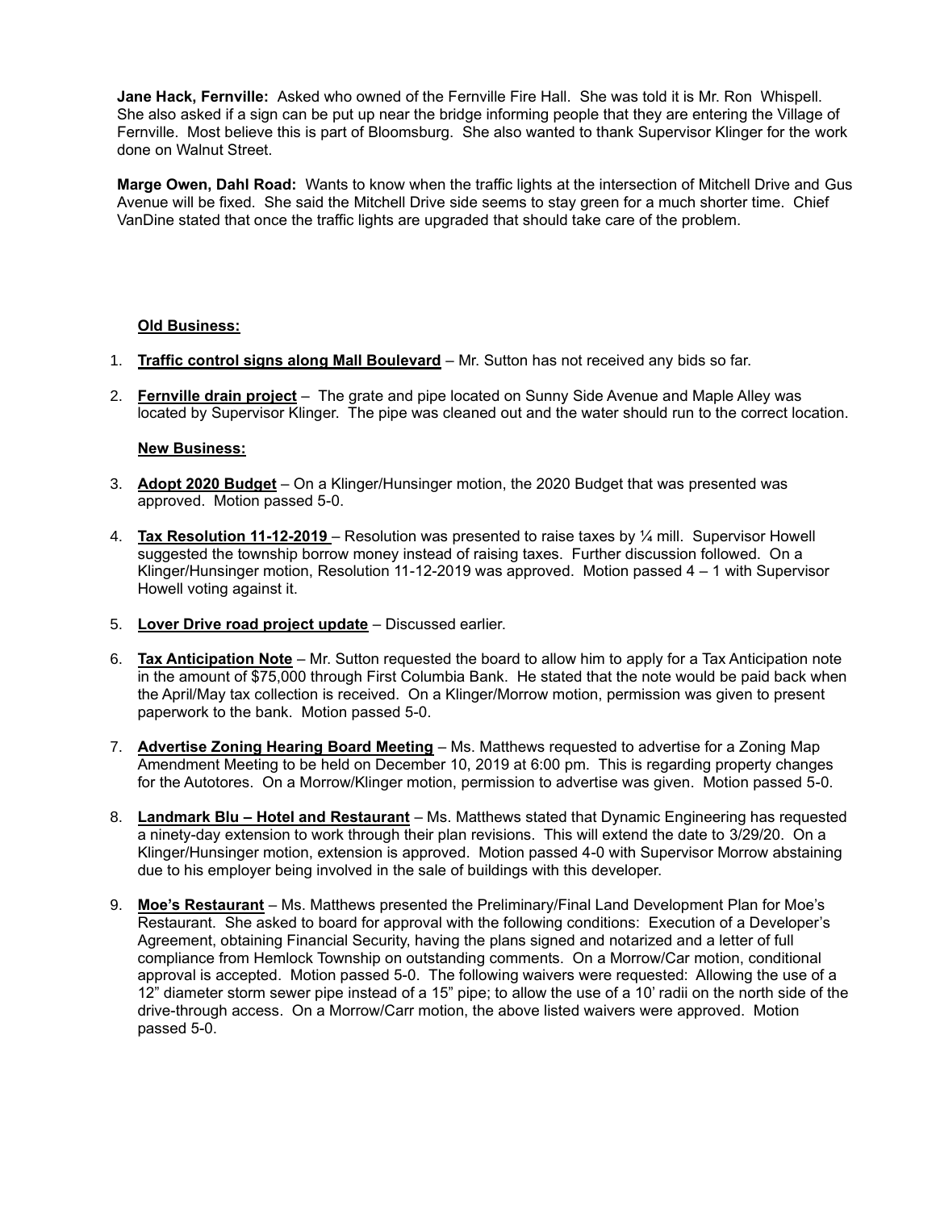**Jane Hack, Fernville:** Asked who owned of the Fernville Fire Hall. She was told it is Mr. Ron Whispell. She also asked if a sign can be put up near the bridge informing people that they are entering the Village of Fernville. Most believe this is part of Bloomsburg. She also wanted to thank Supervisor Klinger for the work done on Walnut Street.

**Marge Owen, Dahl Road:** Wants to know when the traffic lights at the intersection of Mitchell Drive and Gus Avenue will be fixed. She said the Mitchell Drive side seems to stay green for a much shorter time. Chief VanDine stated that once the traffic lights are upgraded that should take care of the problem.

**Old Business:**

1. **Traffic control signs along Mall Boulevard** – Mr. Sutton has not received any bids so far.

2. **Fernville drain project** – The grate and pipe located on Sunny Side Avenue and Maple Alley was located by Supervisor Klinger. The pipe was cleaned out and the water should run to the correct location.

**New Business:**

3. **Adopt 2020 Budget** – On a Klinger/Hunsinger motion, the 2020 Budget that was presented was approved. Motion passed 5-0.

4. **Tax Resolution 11-12-2019** – Resolution was presented to raise taxes by ¼ mill. Supervisor Howell suggested the township borrow money instead of raising taxes. Further discussion followed. On a Klinger/Hunsinger motion, Resolution 11-12-2019 was approved. Motion passed 4 – 1 with Supervisor Howell voting against it.

5. **Lover Drive road project update** – Discussed earlier.

6. **Tax Anticipation Note** – Mr. Sutton requested the board to allow him to apply for a Tax Anticipation note in the amount of $75,000 through First Columbia Bank. He stated that the note would be paid back when the April/May tax collection is received. On a Klinger/Morrow motion, permission was given to present paperwork to the bank. Motion passed 5-0.

7. **Advertise Zoning Hearing Board Meeting** – Ms. Matthews requested to advertise for a Zoning Map Amendment Meeting to be held on December 10, 2019 at 6:00 pm. This is regarding property changes for the Autotores. On a Morrow/Klinger motion, permission to advertise was given. Motion passed 5-0.

8. **Landmark Blu – Hotel and Restaurant** – Ms. Matthews stated that Dynamic Engineering has requested a ninety-day extension to work through their plan revisions. This will extend the date to 3/29/20. On a Klinger/Hunsinger motion, extension is approved. Motion passed 4-0 with Supervisor Morrow abstaining due to his employer being involved in the sale of buildings with this developer.

9. **Moe's Restaurant** – Ms. Matthews presented the Preliminary/Final Land Development Plan for Moe's Restaurant. She asked to board for approval with the following conditions: Execution of a Developer's Agreement, obtaining Financial Security, having the plans signed and notarized and a letter of full compliance from Hemlock Township on outstanding comments. On a Morrow/Car motion, conditional approval is accepted. Motion passed 5-0. The following waivers were requested: Allowing the use of a 12" diameter storm sewer pipe instead of a 15" pipe; to allow the use of a 10' radii on the north side of the drive-through access. On a Morrow/Carr motion, the above listed waivers were approved. Motion passed 5-0.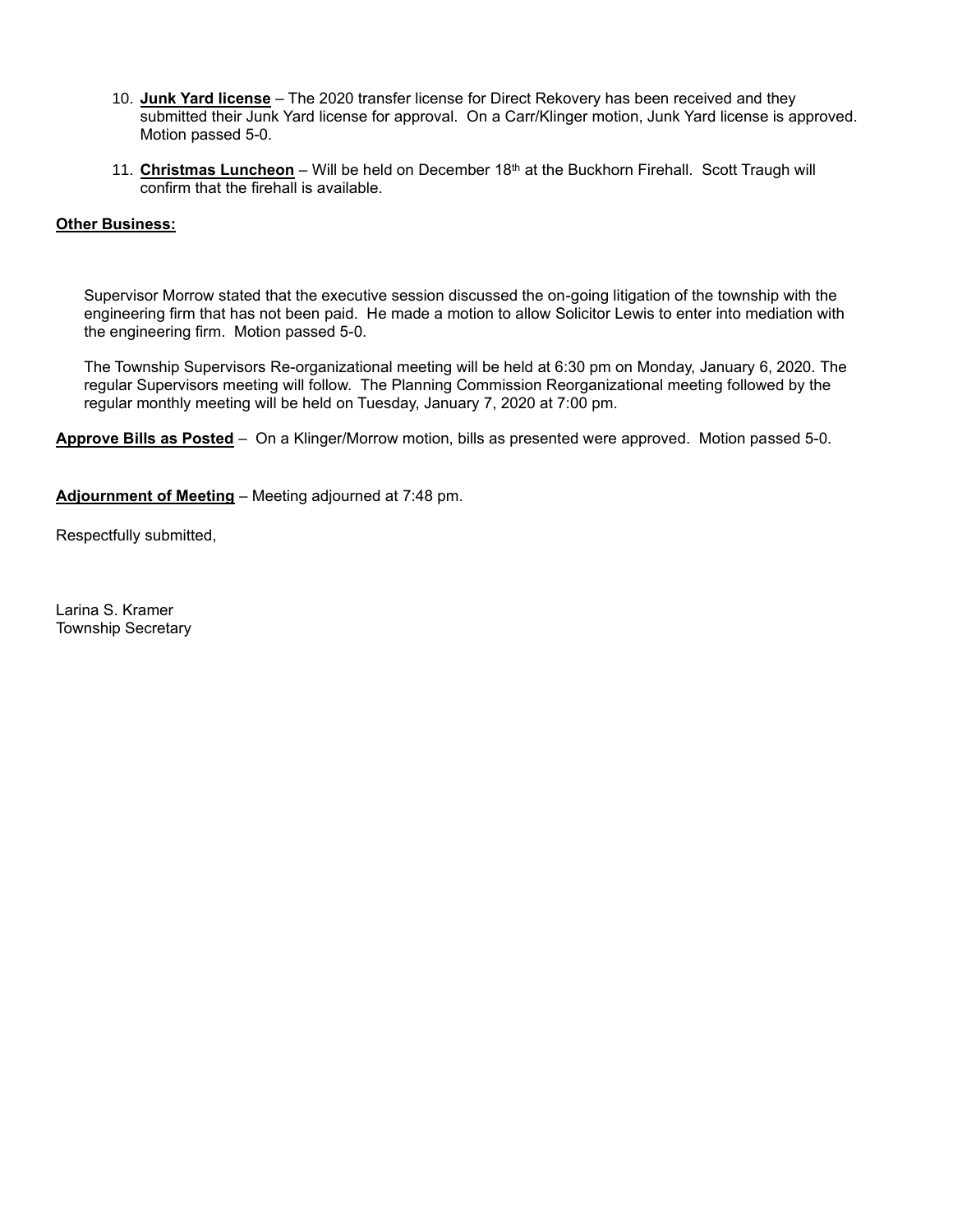10. **Junk Yard license** – The 2020 transfer license for Direct Rekovery has been received and they submitted their Junk Yard license for approval. On a Carr/Klinger motion, Junk Yard license is approved. Motion passed 5-0.

11. **Christmas Luncheon** – Will be held on December 18th at the Buckhorn Firehall. Scott Traugh will confirm that the firehall is available.

**Other Business:**

Supervisor Morrow stated that the executive session discussed the on-going litigation of the township with the engineering firm that has not been paid. He made a motion to allow Solicitor Lewis to enter into mediation with the engineering firm. Motion passed 5-0.

The Township Supervisors Re-organizational meeting will be held at 6:30 pm on Monday, January 6, 2020. The regular Supervisors meeting will follow. The Planning Commission Reorganizational meeting followed by the regular monthly meeting will be held on Tuesday, January 7, 2020 at 7:00 pm.

**Approve Bills as Posted** – On a Klinger/Morrow motion, bills as presented were approved. Motion passed 5-0.

**Adjournment of Meeting** – Meeting adjourned at 7:48 pm.

Respectfully submitted,

Larina S. Kramer
Township Secretary